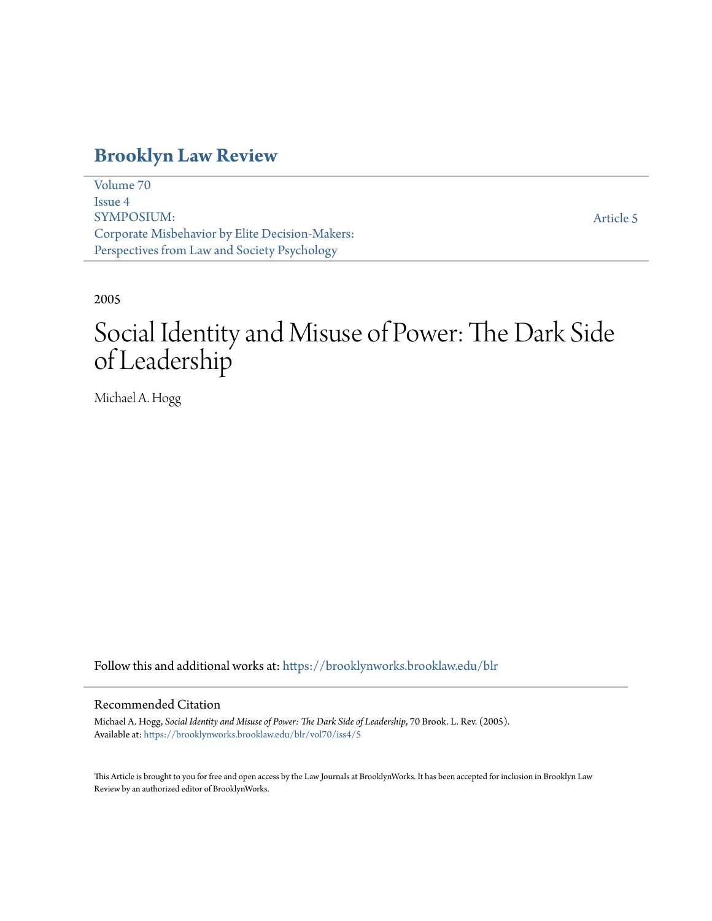# Brooklyn Law Review

Volume 70
Issue 4
SYMPOSIUM:
Corporate Misbehavior by Elite Decision-Makers:
Perspectives from Law and Society Psychology

Article 5

2005

# Social Identity and Misuse of Power: The Dark Side of Leadership

Michael A. Hogg

Follow this and additional works at: https://brooklynworks.brooklaw.edu/blr

## Recommended Citation

Michael A. Hogg, *Social Identity and Misuse of Power: The Dark Side of Leadership*, 70 Brook. L. Rev. (2005).
Available at: https://brooklynworks.brooklaw.edu/blr/vol70/iss4/5

This Article is brought to you for free and open access by the Law Journals at BrooklynWorks. It has been accepted for inclusion in Brooklyn Law Review by an authorized editor of BrooklynWorks.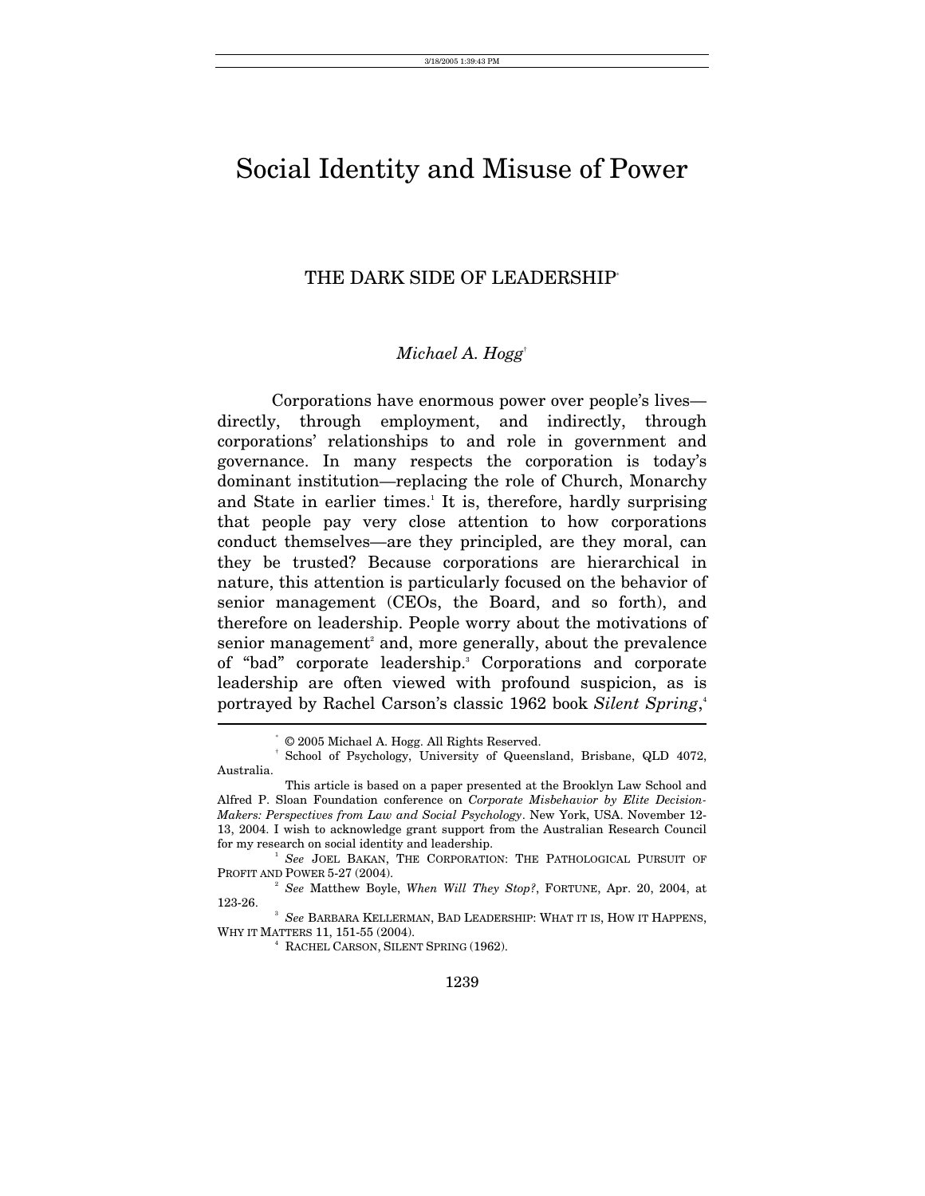# Social Identity and Misuse of Power

## THE DARK SIDE OF LEADERSHIP[*]

*Michael A. Hogg*[†]

Corporations have enormous power over people's lives—directly, through employment, and indirectly, through corporations' relationships to and role in government and governance. In many respects the corporation is today's dominant institution—replacing the role of Church, Monarchy and State in earlier times.[1] It is, therefore, hardly surprising that people pay very close attention to how corporations conduct themselves—are they principled, are they moral, can they be trusted? Because corporations are hierarchical in nature, this attention is particularly focused on the behavior of senior management (CEOs, the Board, and so forth), and therefore on leadership. People worry about the motivations of senior management[2] and, more generally, about the prevalence of "bad" corporate leadership.[3] Corporations and corporate leadership are often viewed with profound suspicion, as is portrayed by Rachel Carson's classic 1962 book *Silent Spring*,[4]

---

[*] © 2005 Michael A. Hogg. All Rights Reserved.

[†] School of Psychology, University of Queensland, Brisbane, QLD 4072, Australia.

This article is based on a paper presented at the Brooklyn Law School and Alfred P. Sloan Foundation conference on *Corporate Misbehavior by Elite Decision-Makers: Perspectives from Law and Social Psychology*. New York, USA. November 12-13, 2004. I wish to acknowledge grant support from the Australian Research Council for my research on social identity and leadership.

[1] *See* JOEL BAKAN, THE CORPORATION: THE PATHOLOGICAL PURSUIT OF PROFIT AND POWER 5-27 (2004).

[2] *See* Matthew Boyle, *When Will They Stop?*, FORTUNE, Apr. 20, 2004, at 123-26.

[3] *See* BARBARA KELLERMAN, BAD LEADERSHIP: WHAT IT IS, HOW IT HAPPENS, WHY IT MATTERS 11, 151-55 (2004).

[4] RACHEL CARSON, SILENT SPRING (1962).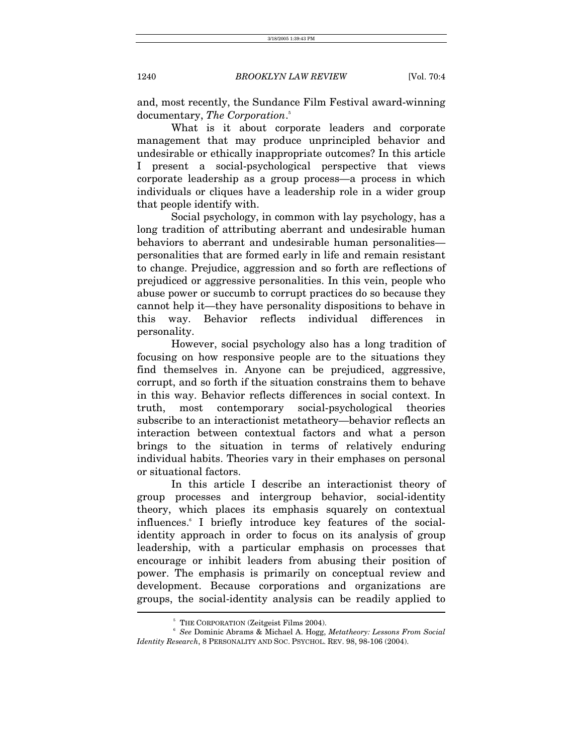and, most recently, the Sundance Film Festival award-winning documentary, *The Corporation*.[5]

What is it about corporate leaders and corporate management that may produce unprincipled behavior and undesirable or ethically inappropriate outcomes? In this article I present a social-psychological perspective that views corporate leadership as a group process—a process in which individuals or cliques have a leadership role in a wider group that people identify with.

Social psychology, in common with lay psychology, has a long tradition of attributing aberrant and undesirable human behaviors to aberrant and undesirable human personalities—personalities that are formed early in life and remain resistant to change. Prejudice, aggression and so forth are reflections of prejudiced or aggressive personalities. In this vein, people who abuse power or succumb to corrupt practices do so because they cannot help it—they have personality dispositions to behave in this way. Behavior reflects individual differences in personality.

However, social psychology also has a long tradition of focusing on how responsive people are to the situations they find themselves in. Anyone can be prejudiced, aggressive, corrupt, and so forth if the situation constrains them to behave in this way. Behavior reflects differences in social context. In truth, most contemporary social-psychological theories subscribe to an interactionist metatheory—behavior reflects an interaction between contextual factors and what a person brings to the situation in terms of relatively enduring individual habits. Theories vary in their emphases on personal or situational factors.

In this article I describe an interactionist theory of group processes and intergroup behavior, social-identity theory, which places its emphasis squarely on contextual influences.[6] I briefly introduce key features of the social-identity approach in order to focus on its analysis of group leadership, with a particular emphasis on processes that encourage or inhibit leaders from abusing their position of power. The emphasis is primarily on conceptual review and development. Because corporations and organizations are groups, the social-identity analysis can be readily applied to

---

[5] THE CORPORATION (Zeitgeist Films 2004).

[6] *See* Dominic Abrams & Michael A. Hogg, *Metatheory: Lessons From Social Identity Research*, 8 PERSONALITY AND SOC. PSYCHOL. REV. 98, 98-106 (2004).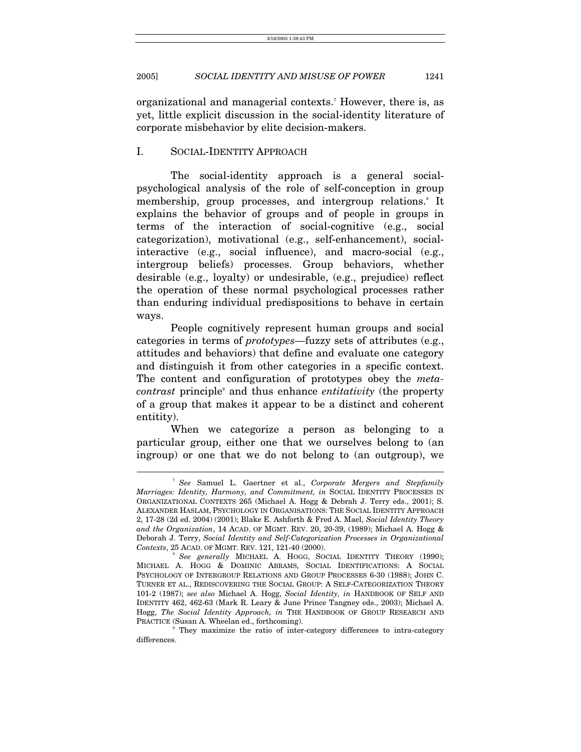organizational and managerial contexts.[7] However, there is, as yet, little explicit discussion in the social-identity literature of corporate misbehavior by elite decision-makers.

## I. SOCIAL-IDENTITY APPROACH

The social-identity approach is a general social-psychological analysis of the role of self-conception in group membership, group processes, and intergroup relations.[8] It explains the behavior of groups and of people in groups in terms of the interaction of social-cognitive (e.g., social categorization), motivational (e.g., self-enhancement), social-interactive (e.g., social influence), and macro-social (e.g., intergroup beliefs) processes. Group behaviors, whether desirable (e.g., loyalty) or undesirable, (e.g., prejudice) reflect the operation of these normal psychological processes rather than enduring individual predispositions to behave in certain ways.

People cognitively represent human groups and social categories in terms of *prototypes*—fuzzy sets of attributes (e.g., attitudes and behaviors) that define and evaluate one category and distinguish it from other categories in a specific context. The content and configuration of prototypes obey the *meta-contrast* principle[9] and thus enhance *entitativity* (the property of a group that makes it appear to be a distinct and coherent entitity).

When we categorize a person as belonging to a particular group, either one that we ourselves belong to (an ingroup) or one that we do not belong to (an outgroup), we

---

[7] *See* Samuel L. Gaertner et al., *Corporate Mergers and Stepfamily Marriages: Identity, Harmony, and Commitment, in* SOCIAL IDENTITY PROCESSES IN ORGANIZATIONAL CONTEXTS 265 (Michael A. Hogg & Debrah J. Terry eds., 2001); S. ALEXANDER HASLAM, PSYCHOLOGY IN ORGANISATIONS: THE SOCIAL IDENTITY APPROACH 2, 17-28 (2d ed. 2004) (2001); Blake E. Ashforth & Fred A. Mael, *Social Identity Theory and the Organization*, 14 ACAD. OF MGMT. REV. 20, 20-39, (1989); Michael A. Hogg & Deborah J. Terry, *Social Identity and Self-Categorization Processes in Organizational Contexts*, 25 ACAD. OF MGMT. REV. 121, 121-40 (2000).

[8] *See generally* MICHAEL A. HOGG, SOCIAL IDENTITY THEORY (1990); MICHAEL A. HOGG & DOMINIC ABRAMS, SOCIAL IDENTIFICATIONS: A SOCIAL PSYCHOLOGY OF INTERGROUP RELATIONS AND GROUP PROCESSES 6-30 (1988); JOHN C. TURNER ET AL., REDISCOVERING THE SOCIAL GROUP: A SELF-CATEGORIZATION THEORY 101-2 (1987); *see also* Michael A. Hogg, *Social Identity, in* HANDBOOK OF SELF AND IDENTITY 462, 462-63 (Mark R. Leary & June Prince Tangney eds., 2003); Michael A. Hogg, *The Social Identity Approach, in* THE HANDBOOK OF GROUP RESEARCH AND PRACTICE (Susan A. Wheelan ed., forthcoming).

[9] They maximize the ratio of inter-category differences to intra-category differences.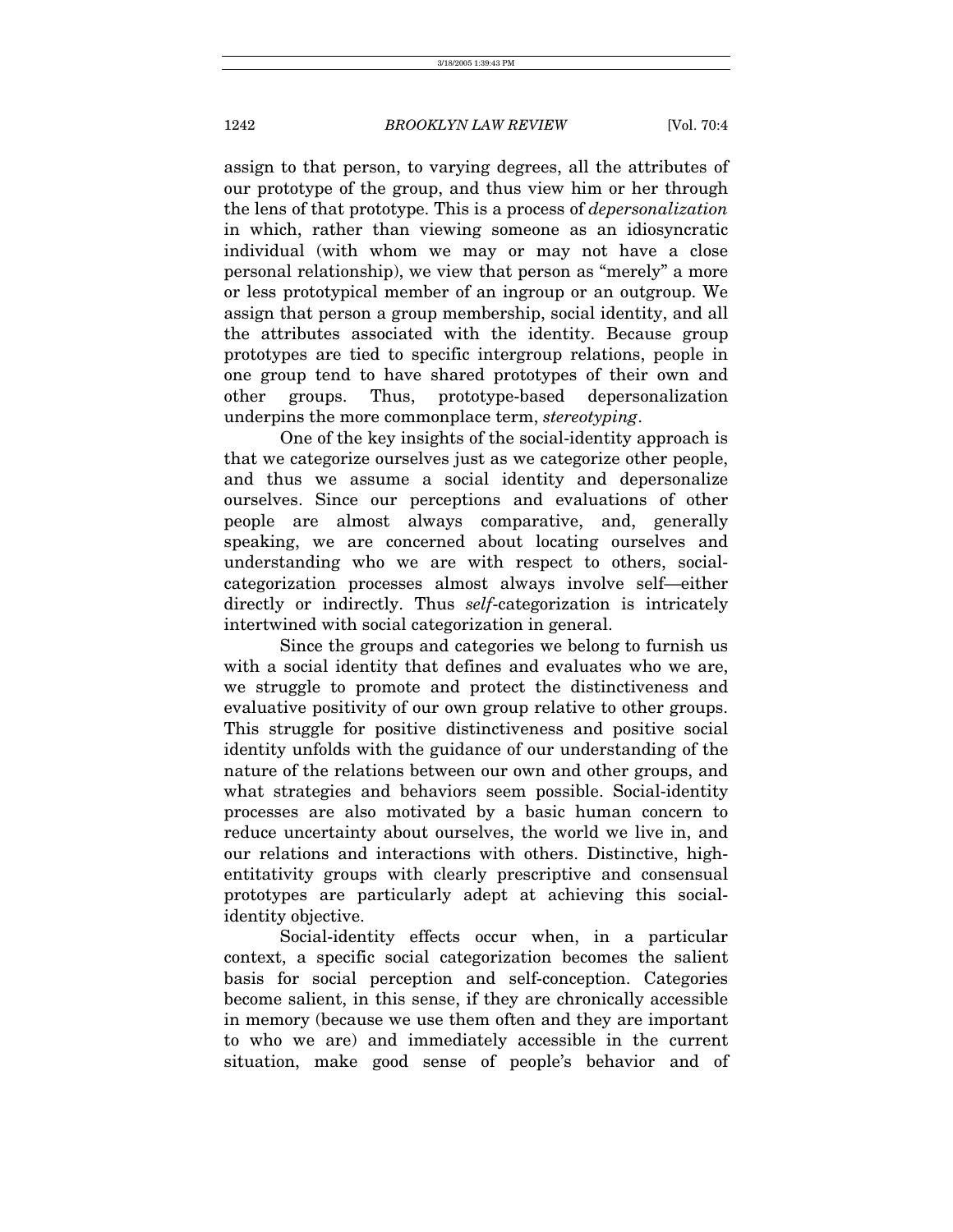assign to that person, to varying degrees, all the attributes of our prototype of the group, and thus view him or her through the lens of that prototype. This is a process of *depersonalization* in which, rather than viewing someone as an idiosyncratic individual (with whom we may or may not have a close personal relationship), we view that person as "merely" a more or less prototypical member of an ingroup or an outgroup. We assign that person a group membership, social identity, and all the attributes associated with the identity. Because group prototypes are tied to specific intergroup relations, people in one group tend to have shared prototypes of their own and other groups. Thus, prototype-based depersonalization underpins the more commonplace term, *stereotyping*.

One of the key insights of the social-identity approach is that we categorize ourselves just as we categorize other people, and thus we assume a social identity and depersonalize ourselves. Since our perceptions and evaluations of other people are almost always comparative, and, generally speaking, we are concerned about locating ourselves and understanding who we are with respect to others, social-categorization processes almost always involve self—either directly or indirectly. Thus *self*-categorization is intricately intertwined with social categorization in general.

Since the groups and categories we belong to furnish us with a social identity that defines and evaluates who we are, we struggle to promote and protect the distinctiveness and evaluative positivity of our own group relative to other groups. This struggle for positive distinctiveness and positive social identity unfolds with the guidance of our understanding of the nature of the relations between our own and other groups, and what strategies and behaviors seem possible. Social-identity processes are also motivated by a basic human concern to reduce uncertainty about ourselves, the world we live in, and our relations and interactions with others. Distinctive, high-entitativity groups with clearly prescriptive and consensual prototypes are particularly adept at achieving this social-identity objective.

Social-identity effects occur when, in a particular context, a specific social categorization becomes the salient basis for social perception and self-conception. Categories become salient, in this sense, if they are chronically accessible in memory (because we use them often and they are important to who we are) and immediately accessible in the current situation, make good sense of people's behavior and of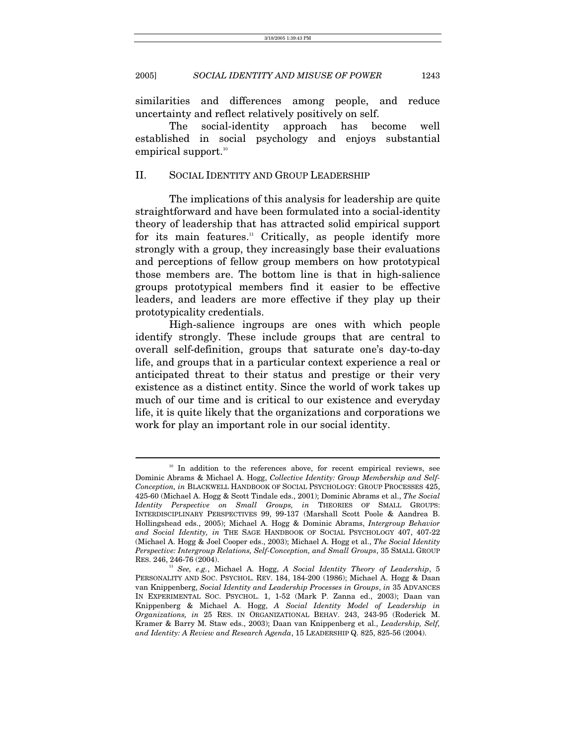similarities and differences among people, and reduce uncertainty and reflect relatively positively on self.

The social-identity approach has become well established in social psychology and enjoys substantial empirical support.[10]

## II. SOCIAL IDENTITY AND GROUP LEADERSHIP

The implications of this analysis for leadership are quite straightforward and have been formulated into a social-identity theory of leadership that has attracted solid empirical support for its main features.[11] Critically, as people identify more strongly with a group, they increasingly base their evaluations and perceptions of fellow group members on how prototypical those members are. The bottom line is that in high-salience groups prototypical members find it easier to be effective leaders, and leaders are more effective if they play up their prototypicality credentials.

High-salience ingroups are ones with which people identify strongly. These include groups that are central to overall self-definition, groups that saturate one's day-to-day life, and groups that in a particular context experience a real or anticipated threat to their status and prestige or their very existence as a distinct entity. Since the world of work takes up much of our time and is critical to our existence and everyday life, it is quite likely that the organizations and corporations we work for play an important role in our social identity.

---

[10] In addition to the references above, for recent empirical reviews, see Dominic Abrams & Michael A. Hogg, *Collective Identity: Group Membership and Self-Conception, in* BLACKWELL HANDBOOK OF SOCIAL PSYCHOLOGY: GROUP PROCESSES 425, 425-60 (Michael A. Hogg & Scott Tindale eds., 2001); Dominic Abrams et al., *The Social Identity Perspective on Small Groups, in* THEORIES OF SMALL GROUPS: INTERDISCIPLINARY PERSPECTIVES 99, 99-137 (Marshall Scott Poole & Aandrea B. Hollingshead eds., 2005); Michael A. Hogg & Dominic Abrams, *Intergroup Behavior and Social Identity, in* THE SAGE HANDBOOK OF SOCIAL PSYCHOLOGY 407, 407-22 (Michael A. Hogg & Joel Cooper eds., 2003); Michael A. Hogg et al., *The Social Identity Perspective: Intergroup Relations, Self-Conception, and Small Groups*, 35 SMALL GROUP RES. 246, 246-76 (2004).

[11] *See, e.g.*, Michael A. Hogg, *A Social Identity Theory of Leadership*, 5 PERSONALITY AND SOC. PSYCHOL. REV. 184, 184-200 (1986); Michael A. Hogg & Daan van Knippenberg, *Social Identity and Leadership Processes in Groups*, *in* 35 ADVANCES IN EXPERIMENTAL SOC. PSYCHOL. 1, 1-52 (Mark P. Zanna ed., 2003); Daan van Knippenberg & Michael A. Hogg, *A Social Identity Model of Leadership in Organizations, in* 25 RES. IN ORGANIZATIONAL BEHAV. 243, 243-95 (Roderick M. Kramer & Barry M. Staw eds., 2003); Daan van Knippenberg et al., *Leadership, Self, and Identity: A Review and Research Agenda*, 15 LEADERSHIP Q. 825, 825-56 (2004).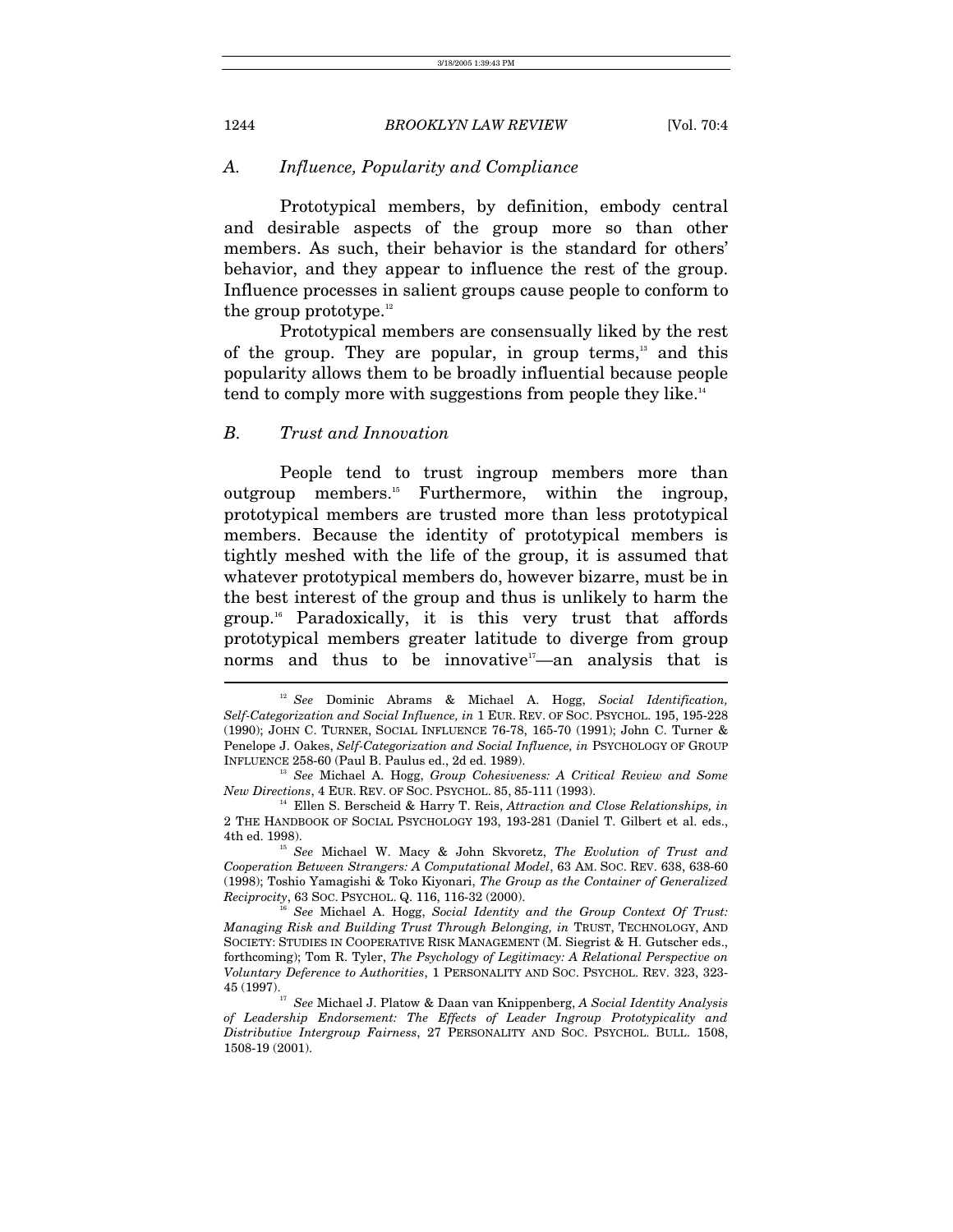### A. *Influence, Popularity and Compliance*

Prototypical members, by definition, embody central and desirable aspects of the group more so than other members. As such, their behavior is the standard for others' behavior, and they appear to influence the rest of the group. Influence processes in salient groups cause people to conform to the group prototype.[12]

Prototypical members are consensually liked by the rest of the group. They are popular, in group terms,[13] and this popularity allows them to be broadly influential because people tend to comply more with suggestions from people they like.[14]

### B. *Trust and Innovation*

People tend to trust ingroup members more than outgroup members.[15] Furthermore, within the ingroup, prototypical members are trusted more than less prototypical members. Because the identity of prototypical members is tightly meshed with the life of the group, it is assumed that whatever prototypical members do, however bizarre, must be in the best interest of the group and thus is unlikely to harm the group.[16] Paradoxically, it is this very trust that affords prototypical members greater latitude to diverge from group norms and thus to be innovative[17]—an analysis that is

---

[12] *See* Dominic Abrams & Michael A. Hogg, *Social Identification, Self-Categorization and Social Influence, in* 1 EUR. REV. OF SOC. PSYCHOL. 195, 195-228 (1990); JOHN C. TURNER, SOCIAL INFLUENCE 76-78, 165-70 (1991); John C. Turner & Penelope J. Oakes, *Self-Categorization and Social Influence, in* PSYCHOLOGY OF GROUP INFLUENCE 258-60 (Paul B. Paulus ed., 2d ed. 1989).

[13] *See* Michael A. Hogg, *Group Cohesiveness: A Critical Review and Some New Directions*, 4 EUR. REV. OF SOC. PSYCHOL. 85, 85-111 (1993).

[14] Ellen S. Berscheid & Harry T. Reis, *Attraction and Close Relationships, in* 2 THE HANDBOOK OF SOCIAL PSYCHOLOGY 193, 193-281 (Daniel T. Gilbert et al. eds., 4th ed. 1998).

[15] *See* Michael W. Macy & John Skvoretz, *The Evolution of Trust and Cooperation Between Strangers: A Computational Model*, 63 AM. SOC. REV. 638, 638-60 (1998); Toshio Yamagishi & Toko Kiyonari, *The Group as the Container of Generalized Reciprocity*, 63 SOC. PSYCHOL. Q. 116, 116-32 (2000).

[16] *See* Michael A. Hogg, *Social Identity and the Group Context Of Trust: Managing Risk and Building Trust Through Belonging, in* TRUST, TECHNOLOGY, AND SOCIETY: STUDIES IN COOPERATIVE RISK MANAGEMENT (M. Siegrist & H. Gutscher eds., forthcoming); Tom R. Tyler, *The Psychology of Legitimacy: A Relational Perspective on Voluntary Deference to Authorities*, 1 PERSONALITY AND SOC. PSYCHOL. REV. 323, 323-45 (1997).

[17] *See* Michael J. Platow & Daan van Knippenberg, *A Social Identity Analysis of Leadership Endorsement: The Effects of Leader Ingroup Prototypicality and Distributive Intergroup Fairness*, 27 PERSONALITY AND SOC. PSYCHOL. BULL. 1508, 1508-19 (2001).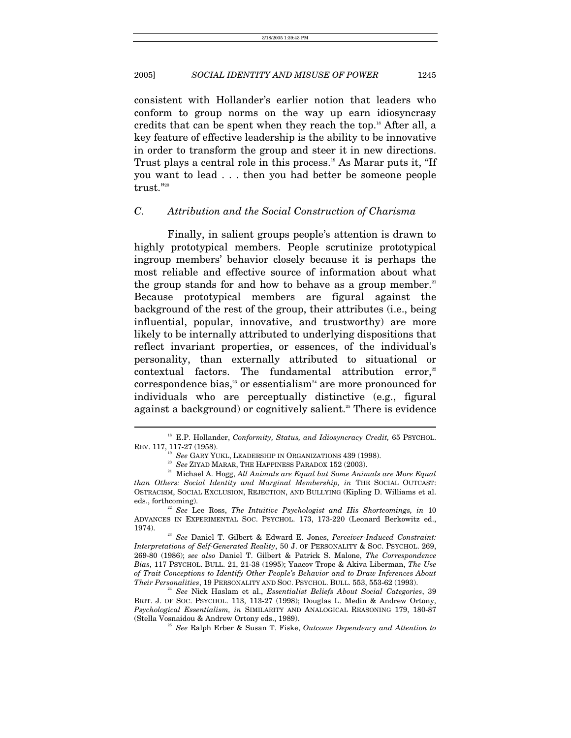consistent with Hollander's earlier notion that leaders who conform to group norms on the way up earn idiosyncrasy credits that can be spent when they reach the top.[18] After all, a key feature of effective leadership is the ability to be innovative in order to transform the group and steer it in new directions. Trust plays a central role in this process.[19] As Marar puts it, "If you want to lead . . . then you had better be someone people trust."[20]

### *C. Attribution and the Social Construction of Charisma*

Finally, in salient groups people's attention is drawn to highly prototypical members. People scrutinize prototypical ingroup members' behavior closely because it is perhaps the most reliable and effective source of information about what the group stands for and how to behave as a group member.[21] Because prototypical members are figural against the background of the rest of the group, their attributes (i.e., being influential, popular, innovative, and trustworthy) are more likely to be internally attributed to underlying dispositions that reflect invariant properties, or essences, of the individual's personality, than externally attributed to situational or contextual factors. The fundamental attribution error,[22] correspondence bias,[23] or essentialism[24] are more pronounced for individuals who are perceptually distinctive (e.g., figural against a background) or cognitively salient.[25] There is evidence

---

[18] E.P. Hollander, *Conformity, Status, and Idiosyncracy Credit,* 65 PSYCHOL. REV. 117, 117-27 (1958).

[19] *See* GARY YUKL, LEADERSHIP IN ORGANIZATIONS 439 (1998).

[20] *See* ZIYAD MARAR, THE HAPPINESS PARADOX 152 (2003).

[21] Michael A. Hogg, *All Animals are Equal but Some Animals are More Equal than Others: Social Identity and Marginal Membership, in* THE SOCIAL OUTCAST: OSTRACISM, SOCIAL EXCLUSION, REJECTION, AND BULLYING (Kipling D. Williams et al. eds., forthcoming).

[22] *See* Lee Ross, *The Intuitive Psychologist and His Shortcomings, in* 10 ADVANCES IN EXPERIMENTAL SOC. PSYCHOL. 173, 173-220 (Leonard Berkowitz ed., 1974).

[23] *See* Daniel T. Gilbert & Edward E. Jones, *Perceiver-Induced Constraint: Interpretations of Self-Generated Reality*, 50 J. OF PERSONALITY & SOC. PSYCHOL. 269, 269-80 (1986); *see also* Daniel T. Gilbert & Patrick S. Malone, *The Correspondence Bias*, 117 PSYCHOL. BULL. 21, 21-38 (1995); Yaacov Trope & Akiva Liberman, *The Use of Trait Conceptions to Identify Other People's Behavior and to Draw Inferences About Their Personalities*, 19 PERSONALITY AND SOC. PSYCHOL. BULL. 553, 553-62 (1993).

[24] *See* Nick Haslam et al., *Essentialist Beliefs About Social Categories*, 39 BRIT. J. OF SOC. PSYCHOL. 113, 113-27 (1998); Douglas L. Medin & Andrew Ortony, *Psychological Essentialism, in* SIMILARITY AND ANALOGICAL REASONING 179, 180-87 (Stella Vosnaidou & Andrew Ortony eds., 1989).

[25] *See* Ralph Erber & Susan T. Fiske, *Outcome Dependency and Attention to*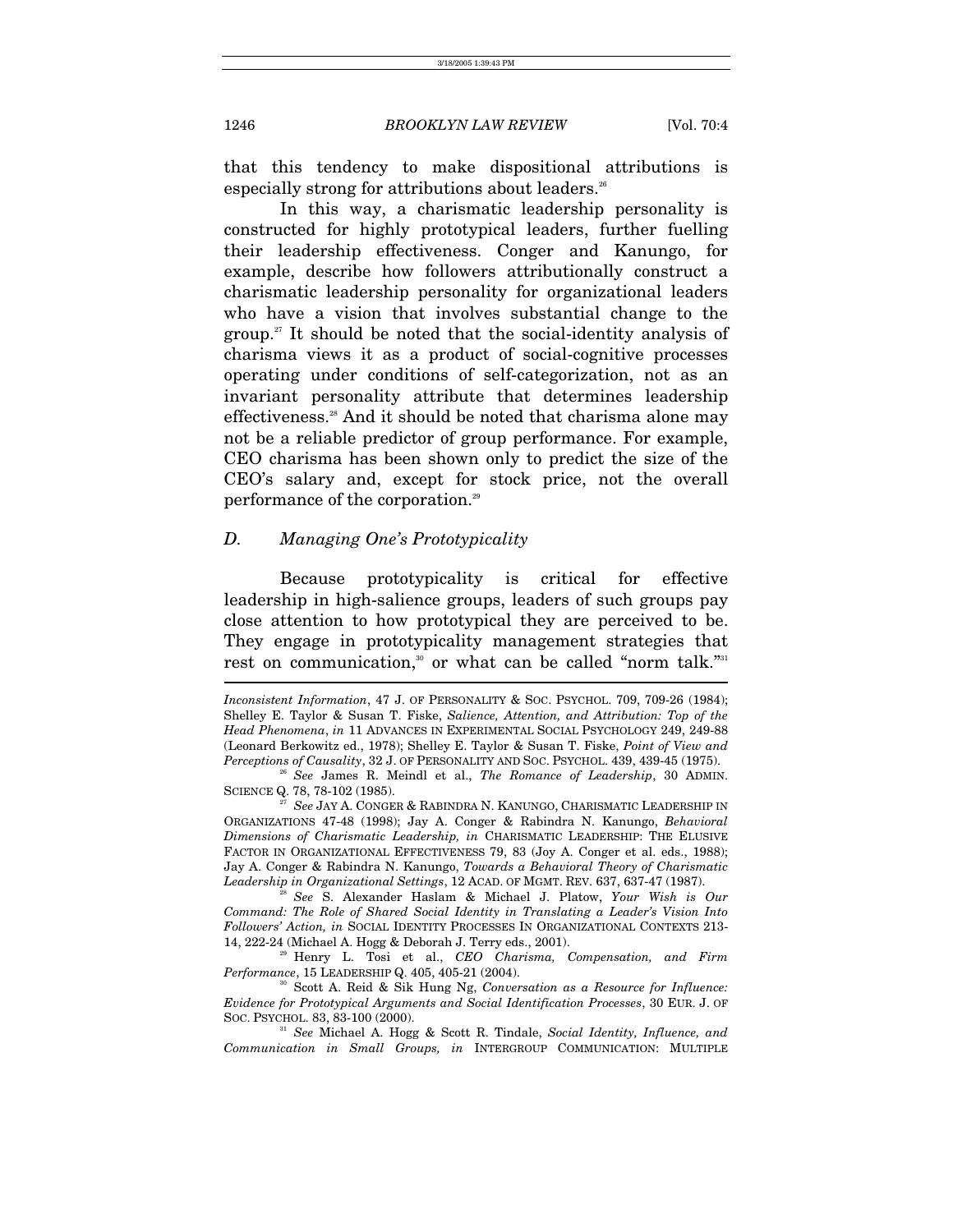that this tendency to make dispositional attributions is especially strong for attributions about leaders.[26]

In this way, a charismatic leadership personality is constructed for highly prototypical leaders, further fuelling their leadership effectiveness. Conger and Kanungo, for example, describe how followers attributionally construct a charismatic leadership personality for organizational leaders who have a vision that involves substantial change to the group.[27] It should be noted that the social-identity analysis of charisma views it as a product of social-cognitive processes operating under conditions of self-categorization, not as an invariant personality attribute that determines leadership effectiveness.[28] And it should be noted that charisma alone may not be a reliable predictor of group performance. For example, CEO charisma has been shown only to predict the size of the CEO's salary and, except for stock price, not the overall performance of the corporation.[29]

### *D. Managing One's Prototypicality*

Because prototypicality is critical for effective leadership in high-salience groups, leaders of such groups pay close attention to how prototypical they are perceived to be. They engage in prototypicality management strategies that rest on communication,[30] or what can be called "norm talk."[31]

---

*Inconsistent Information*, 47 J. OF PERSONALITY & SOC. PSYCHOL. 709, 709-26 (1984); Shelley E. Taylor & Susan T. Fiske, *Salience, Attention, and Attribution: Top of the Head Phenomena*, *in* 11 ADVANCES IN EXPERIMENTAL SOCIAL PSYCHOLOGY 249, 249-88 (Leonard Berkowitz ed., 1978); Shelley E. Taylor & Susan T. Fiske, *Point of View and Perceptions of Causality*, 32 J. OF PERSONALITY AND SOC. PSYCHOL. 439, 439-45 (1975).

[26] *See* James R. Meindl et al., *The Romance of Leadership*, 30 ADMIN. SCIENCE Q. 78, 78-102 (1985).

[27] *See* JAY A. CONGER & RABINDRA N. KANUNGO, CHARISMATIC LEADERSHIP IN ORGANIZATIONS 47-48 (1998); Jay A. Conger & Rabindra N. Kanungo, *Behavioral Dimensions of Charismatic Leadership, in* CHARISMATIC LEADERSHIP: THE ELUSIVE FACTOR IN ORGANIZATIONAL EFFECTIVENESS 79, 83 (Joy A. Conger et al. eds., 1988); Jay A. Conger & Rabindra N. Kanungo, *Towards a Behavioral Theory of Charismatic Leadership in Organizational Settings*, 12 ACAD. OF MGMT. REV. 637, 637-47 (1987).

[28] *See* S. Alexander Haslam & Michael J. Platow, *Your Wish is Our Command: The Role of Shared Social Identity in Translating a Leader's Vision Into Followers' Action, in* SOCIAL IDENTITY PROCESSES IN ORGANIZATIONAL CONTEXTS 213-14, 222-24 (Michael A. Hogg & Deborah J. Terry eds., 2001).

[29] Henry L. Tosi et al., *CEO Charisma, Compensation, and Firm Performance*, 15 LEADERSHIP Q. 405, 405-21 (2004).

[30] Scott A. Reid & Sik Hung Ng, *Conversation as a Resource for Influence: Evidence for Prototypical Arguments and Social Identification Processes*, 30 EUR. J. OF SOC. PSYCHOL. 83, 83-100 (2000).

[31] *See* Michael A. Hogg & Scott R. Tindale, *Social Identity, Influence, and Communication in Small Groups, in* INTERGROUP COMMUNICATION: MULTIPLE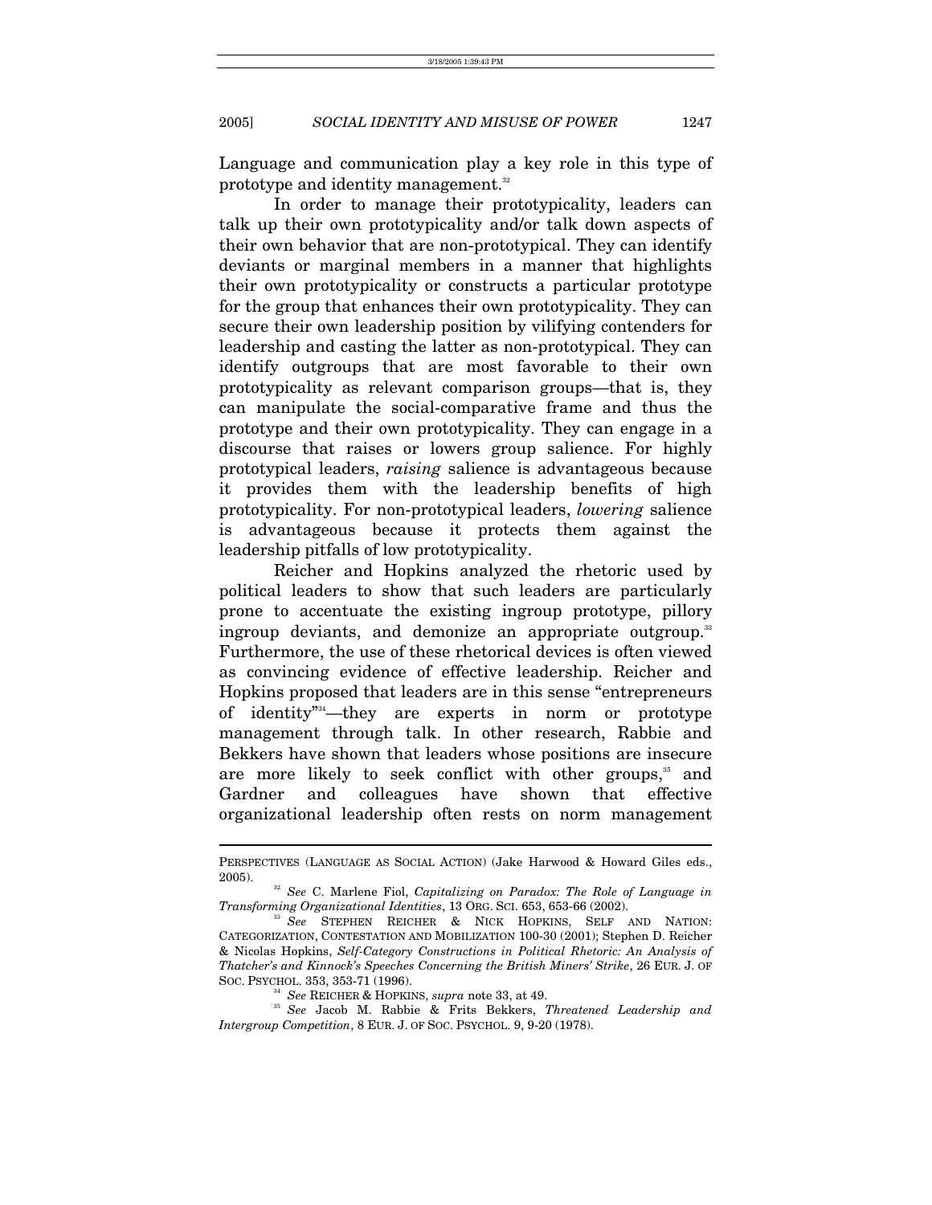Language and communication play a key role in this type of prototype and identity management.[32]

In order to manage their prototypicality, leaders can talk up their own prototypicality and/or talk down aspects of their own behavior that are non-prototypical. They can identify deviants or marginal members in a manner that highlights their own prototypicality or constructs a particular prototype for the group that enhances their own prototypicality. They can secure their own leadership position by vilifying contenders for leadership and casting the latter as non-prototypical. They can identify outgroups that are most favorable to their own prototypicality as relevant comparison groups—that is, they can manipulate the social-comparative frame and thus the prototype and their own prototypicality. They can engage in a discourse that raises or lowers group salience. For highly prototypical leaders, *raising* salience is advantageous because it provides them with the leadership benefits of high prototypicality. For non-prototypical leaders, *lowering* salience is advantageous because it protects them against the leadership pitfalls of low prototypicality.

Reicher and Hopkins analyzed the rhetoric used by political leaders to show that such leaders are particularly prone to accentuate the existing ingroup prototype, pillory ingroup deviants, and demonize an appropriate outgroup.[33] Furthermore, the use of these rhetorical devices is often viewed as convincing evidence of effective leadership. Reicher and Hopkins proposed that leaders are in this sense "entrepreneurs of identity"[34]—they are experts in norm or prototype management through talk. In other research, Rabbie and Bekkers have shown that leaders whose positions are insecure are more likely to seek conflict with other groups,[35] and Gardner and colleagues have shown that effective organizational leadership often rests on norm management

---

PERSPECTIVES (LANGUAGE AS SOCIAL ACTION) (Jake Harwood & Howard Giles eds., 2005).

[32] *See* C. Marlene Fiol, *Capitalizing on Paradox: The Role of Language in Transforming Organizational Identities*, 13 ORG. SCI. 653, 653-66 (2002).

[33] *See* STEPHEN REICHER & NICK HOPKINS, SELF AND NATION: CATEGORIZATION, CONTESTATION AND MOBILIZATION 100-30 (2001); Stephen D. Reicher & Nicolas Hopkins, *Self-Category Constructions in Political Rhetoric: An Analysis of Thatcher's and Kinnock's Speeches Concerning the British Miners' Strike*, 26 EUR. J. OF SOC. PSYCHOL. 353, 353-71 (1996).

[34] *See* REICHER & HOPKINS, *supra* note 33, at 49.

[35] *See* Jacob M. Rabbie & Frits Bekkers, *Threatened Leadership and Intergroup Competition*, 8 EUR. J. OF SOC. PSYCHOL. 9, 9-20 (1978).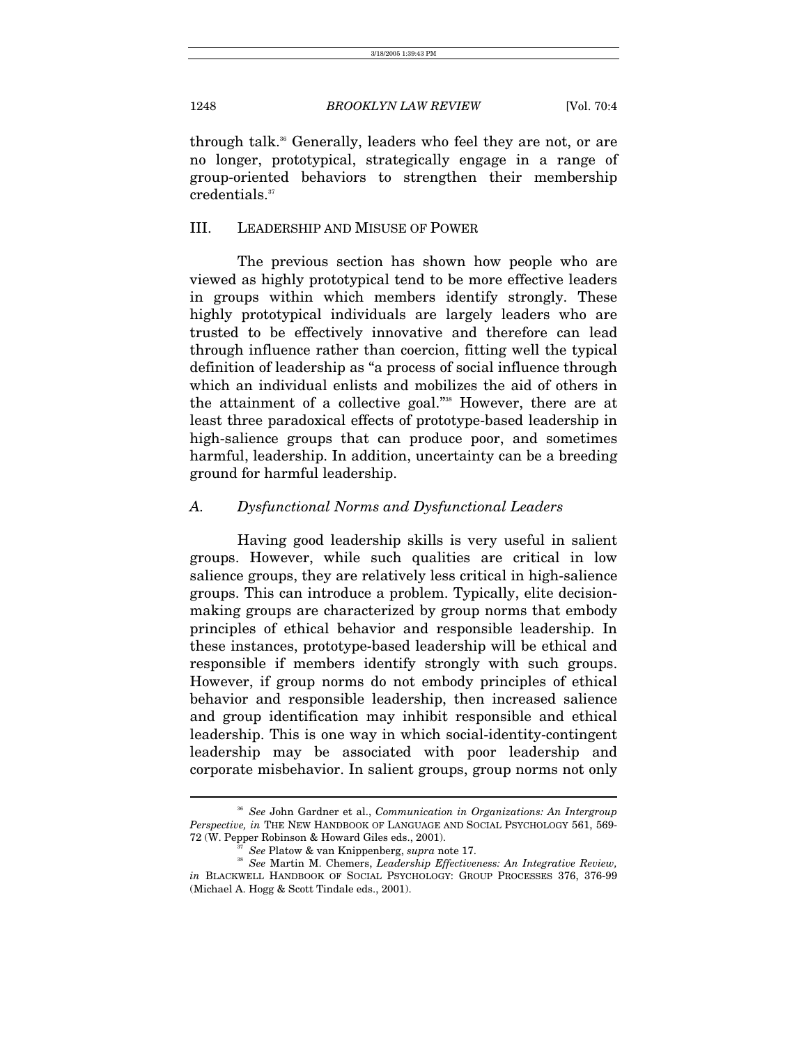through talk.[36] Generally, leaders who feel they are not, or are no longer, prototypical, strategically engage in a range of group-oriented behaviors to strengthen their membership credentials.[37]

## III. LEADERSHIP AND MISUSE OF POWER

The previous section has shown how people who are viewed as highly prototypical tend to be more effective leaders in groups within which members identify strongly. These highly prototypical individuals are largely leaders who are trusted to be effectively innovative and therefore can lead through influence rather than coercion, fitting well the typical definition of leadership as "a process of social influence through which an individual enlists and mobilizes the aid of others in the attainment of a collective goal."[38] However, there are at least three paradoxical effects of prototype-based leadership in high-salience groups that can produce poor, and sometimes harmful, leadership. In addition, uncertainty can be a breeding ground for harmful leadership.

### *A. Dysfunctional Norms and Dysfunctional Leaders*

Having good leadership skills is very useful in salient groups. However, while such qualities are critical in low salience groups, they are relatively less critical in high-salience groups. This can introduce a problem. Typically, elite decision-making groups are characterized by group norms that embody principles of ethical behavior and responsible leadership. In these instances, prototype-based leadership will be ethical and responsible if members identify strongly with such groups. However, if group norms do not embody principles of ethical behavior and responsible leadership, then increased salience and group identification may inhibit responsible and ethical leadership. This is one way in which social-identity-contingent leadership may be associated with poor leadership and corporate misbehavior. In salient groups, group norms not only

---

[36] *See* John Gardner et al., *Communication in Organizations: An Intergroup Perspective, in* THE NEW HANDBOOK OF LANGUAGE AND SOCIAL PSYCHOLOGY 561, 569-72 (W. Pepper Robinson & Howard Giles eds., 2001).

[37] *See* Platow & van Knippenberg, *supra* note 17.

[38] *See* Martin M. Chemers, *Leadership Effectiveness: An Integrative Review, in* BLACKWELL HANDBOOK OF SOCIAL PSYCHOLOGY: GROUP PROCESSES 376, 376-99 (Michael A. Hogg & Scott Tindale eds., 2001).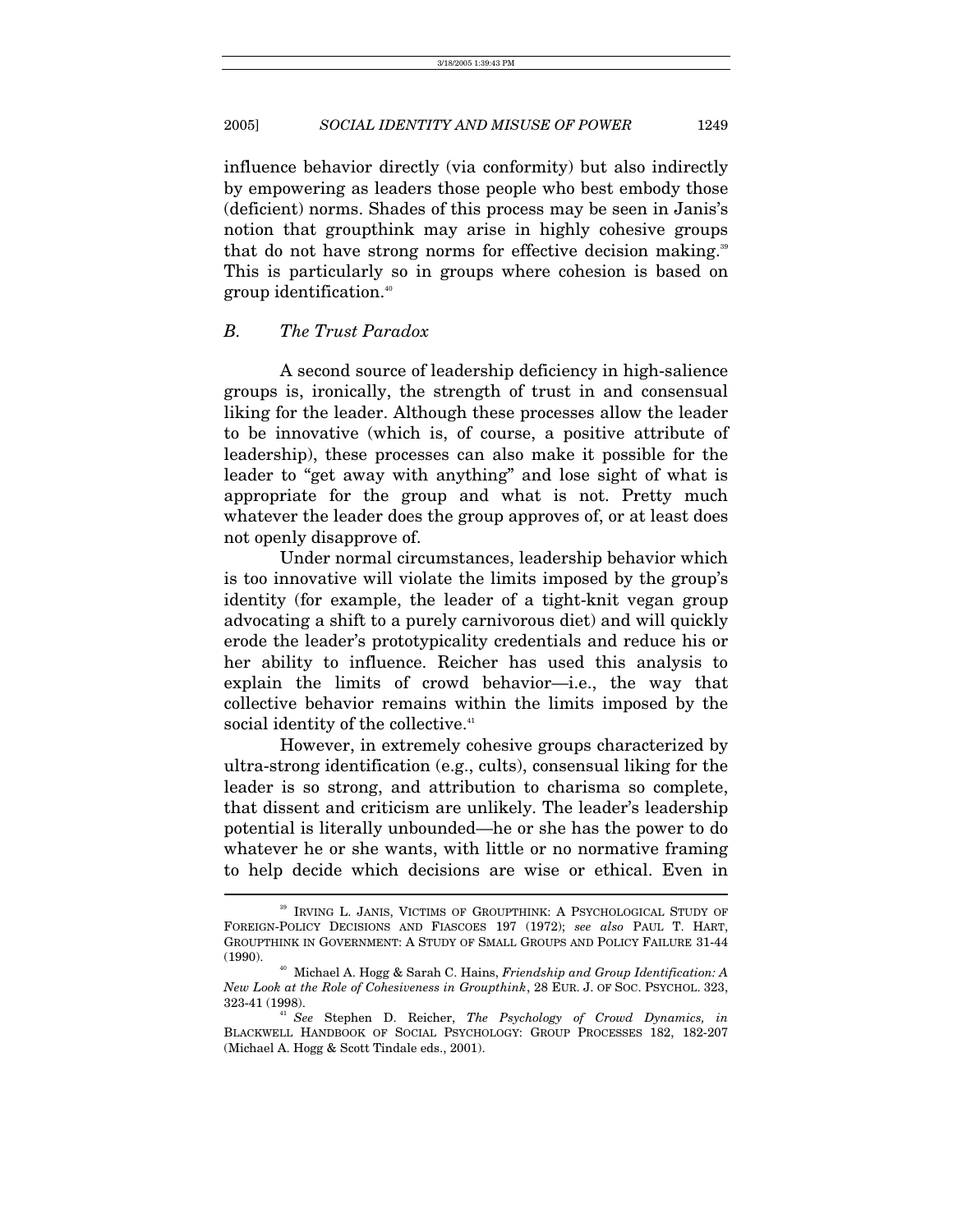influence behavior directly (via conformity) but also indirectly by empowering as leaders those people who best embody those (deficient) norms. Shades of this process may be seen in Janis's notion that groupthink may arise in highly cohesive groups that do not have strong norms for effective decision making.[39] This is particularly so in groups where cohesion is based on group identification.[40]

### *B. The Trust Paradox*

A second source of leadership deficiency in high-salience groups is, ironically, the strength of trust in and consensual liking for the leader. Although these processes allow the leader to be innovative (which is, of course, a positive attribute of leadership), these processes can also make it possible for the leader to "get away with anything" and lose sight of what is appropriate for the group and what is not. Pretty much whatever the leader does the group approves of, or at least does not openly disapprove of.

Under normal circumstances, leadership behavior which is too innovative will violate the limits imposed by the group's identity (for example, the leader of a tight-knit vegan group advocating a shift to a purely carnivorous diet) and will quickly erode the leader's prototypicality credentials and reduce his or her ability to influence. Reicher has used this analysis to explain the limits of crowd behavior—i.e., the way that collective behavior remains within the limits imposed by the social identity of the collective.[41]

However, in extremely cohesive groups characterized by ultra-strong identification (e.g., cults), consensual liking for the leader is so strong, and attribution to charisma so complete, that dissent and criticism are unlikely. The leader's leadership potential is literally unbounded—he or she has the power to do whatever he or she wants, with little or no normative framing to help decide which decisions are wise or ethical. Even in

---

[39] IRVING L. JANIS, VICTIMS OF GROUPTHINK: A PSYCHOLOGICAL STUDY OF FOREIGN-POLICY DECISIONS AND FIASCOES 197 (1972); *see also* PAUL T. HART, GROUPTHINK IN GOVERNMENT: A STUDY OF SMALL GROUPS AND POLICY FAILURE 31-44 (1990).

[40] Michael A. Hogg & Sarah C. Hains, *Friendship and Group Identification: A New Look at the Role of Cohesiveness in Groupthink*, 28 EUR. J. OF SOC. PSYCHOL. 323, 323-41 (1998).

[41] *See* Stephen D. Reicher, *The Psychology of Crowd Dynamics, in* BLACKWELL HANDBOOK OF SOCIAL PSYCHOLOGY: GROUP PROCESSES 182, 182-207 (Michael A. Hogg & Scott Tindale eds., 2001).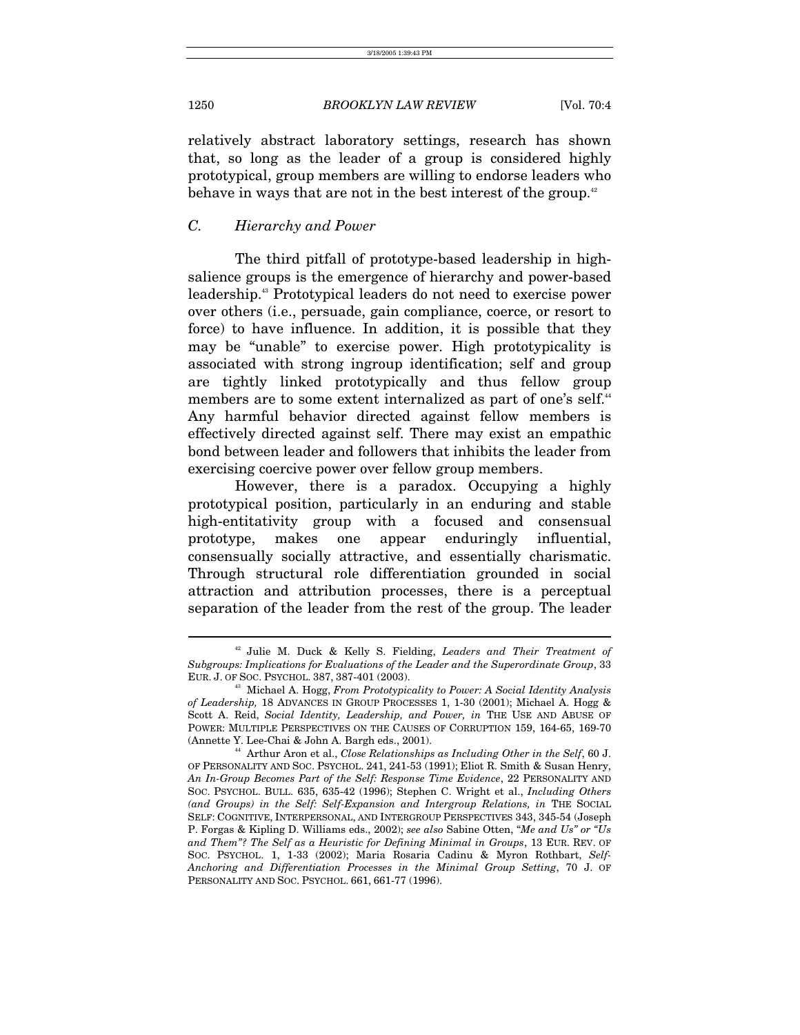relatively abstract laboratory settings, research has shown that, so long as the leader of a group is considered highly prototypical, group members are willing to endorse leaders who behave in ways that are not in the best interest of the group.[42]

### *C. Hierarchy and Power*

The third pitfall of prototype-based leadership in high-salience groups is the emergence of hierarchy and power-based leadership.[43] Prototypical leaders do not need to exercise power over others (i.e., persuade, gain compliance, coerce, or resort to force) to have influence. In addition, it is possible that they may be "unable" to exercise power. High prototypicality is associated with strong ingroup identification; self and group are tightly linked prototypically and thus fellow group members are to some extent internalized as part of one's self.[44] Any harmful behavior directed against fellow members is effectively directed against self. There may exist an empathic bond between leader and followers that inhibits the leader from exercising coercive power over fellow group members.

However, there is a paradox. Occupying a highly prototypical position, particularly in an enduring and stable high-entitativity group with a focused and consensual prototype, makes one appear enduringly influential, consensually socially attractive, and essentially charismatic. Through structural role differentiation grounded in social attraction and attribution processes, there is a perceptual separation of the leader from the rest of the group. The leader

---

[42] Julie M. Duck & Kelly S. Fielding, *Leaders and Their Treatment of Subgroups: Implications for Evaluations of the Leader and the Superordinate Group*, 33 EUR. J. OF SOC. PSYCHOL. 387, 387-401 (2003).

[43] Michael A. Hogg, *From Prototypicality to Power: A Social Identity Analysis of Leadership,* 18 ADVANCES IN GROUP PROCESSES 1, 1-30 (2001); Michael A. Hogg & Scott A. Reid, *Social Identity, Leadership, and Power, in* THE USE AND ABUSE OF POWER: MULTIPLE PERSPECTIVES ON THE CAUSES OF CORRUPTION 159, 164-65, 169-70 (Annette Y. Lee-Chai & John A. Bargh eds., 2001).

[44] Arthur Aron et al., *Close Relationships as Including Other in the Self*, 60 J. OF PERSONALITY AND SOC. PSYCHOL. 241, 241-53 (1991); Eliot R. Smith & Susan Henry, *An In-Group Becomes Part of the Self: Response Time Evidence*, 22 PERSONALITY AND SOC. PSYCHOL. BULL. 635, 635-42 (1996); Stephen C. Wright et al., *Including Others (and Groups) in the Self: Self-Expansion and Intergroup Relations, in* THE SOCIAL SELF: COGNITIVE, INTERPERSONAL, AND INTERGROUP PERSPECTIVES 343, 345-54 (Joseph P. Forgas & Kipling D. Williams eds., 2002); *see also* Sabine Otten, *"Me and Us" or "Us and Them"? The Self as a Heuristic for Defining Minimal in Groups*, 13 EUR. REV. OF SOC. PSYCHOL. 1, 1-33 (2002); Maria Rosaria Cadinu & Myron Rothbart, *Self-Anchoring and Differentiation Processes in the Minimal Group Setting*, 70 J. OF PERSONALITY AND SOC. PSYCHOL. 661, 661-77 (1996).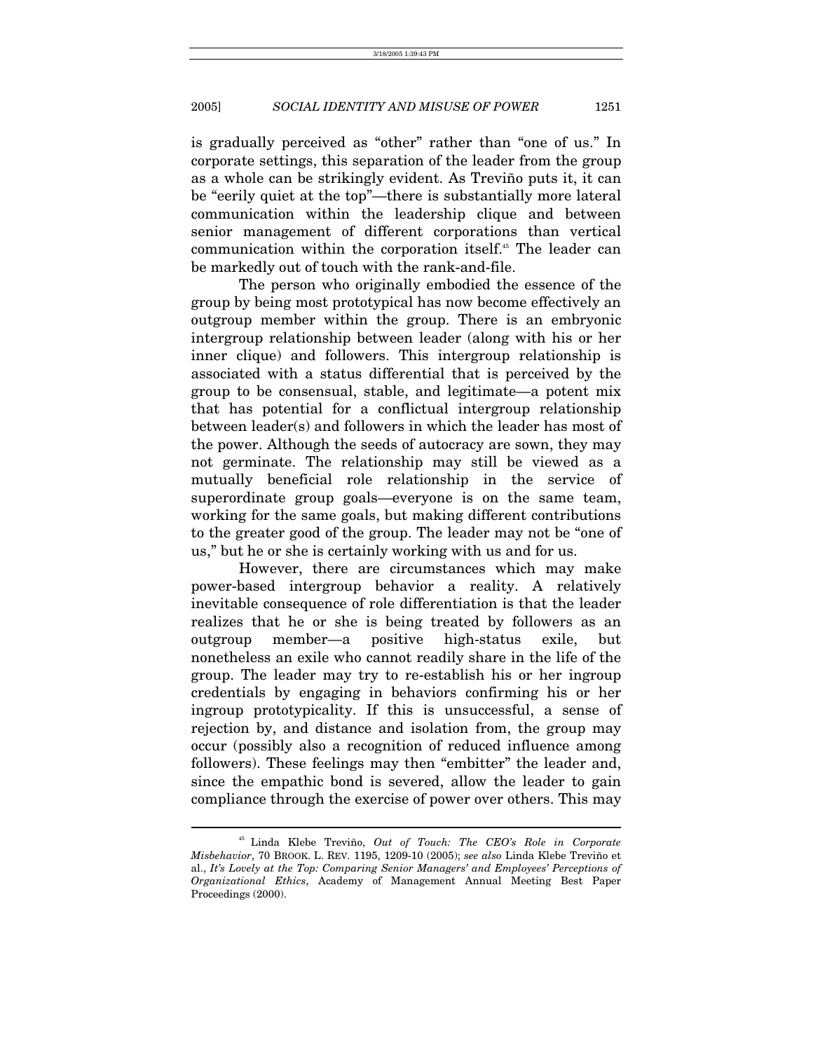is gradually perceived as "other" rather than "one of us." In corporate settings, this separation of the leader from the group as a whole can be strikingly evident. As Treviño puts it, it can be "eerily quiet at the top"—there is substantially more lateral communication within the leadership clique and between senior management of different corporations than vertical communication within the corporation itself.[45] The leader can be markedly out of touch with the rank-and-file.

The person who originally embodied the essence of the group by being most prototypical has now become effectively an outgroup member within the group. There is an embryonic intergroup relationship between leader (along with his or her inner clique) and followers. This intergroup relationship is associated with a status differential that is perceived by the group to be consensual, stable, and legitimate—a potent mix that has potential for a conflictual intergroup relationship between leader(s) and followers in which the leader has most of the power. Although the seeds of autocracy are sown, they may not germinate. The relationship may still be viewed as a mutually beneficial role relationship in the service of superordinate group goals—everyone is on the same team, working for the same goals, but making different contributions to the greater good of the group. The leader may not be "one of us," but he or she is certainly working with us and for us.

However, there are circumstances which may make power-based intergroup behavior a reality. A relatively inevitable consequence of role differentiation is that the leader realizes that he or she is being treated by followers as an outgroup member—a positive high-status exile, but nonetheless an exile who cannot readily share in the life of the group. The leader may try to re-establish his or her ingroup credentials by engaging in behaviors confirming his or her ingroup prototypicality. If this is unsuccessful, a sense of rejection by, and distance and isolation from, the group may occur (possibly also a recognition of reduced influence among followers). These feelings may then "embitter" the leader and, since the empathic bond is severed, allow the leader to gain compliance through the exercise of power over others. This may

---

[45] Linda Klebe Treviño, *Out of Touch: The CEO's Role in Corporate Misbehavior*, 70 BROOK. L. REV. 1195, 1209-10 (2005); *see also* Linda Klebe Treviño et al., *It's Lovely at the Top: Comparing Senior Managers' and Employees' Perceptions of Organizational Ethics*, Academy of Management Annual Meeting Best Paper Proceedings (2000).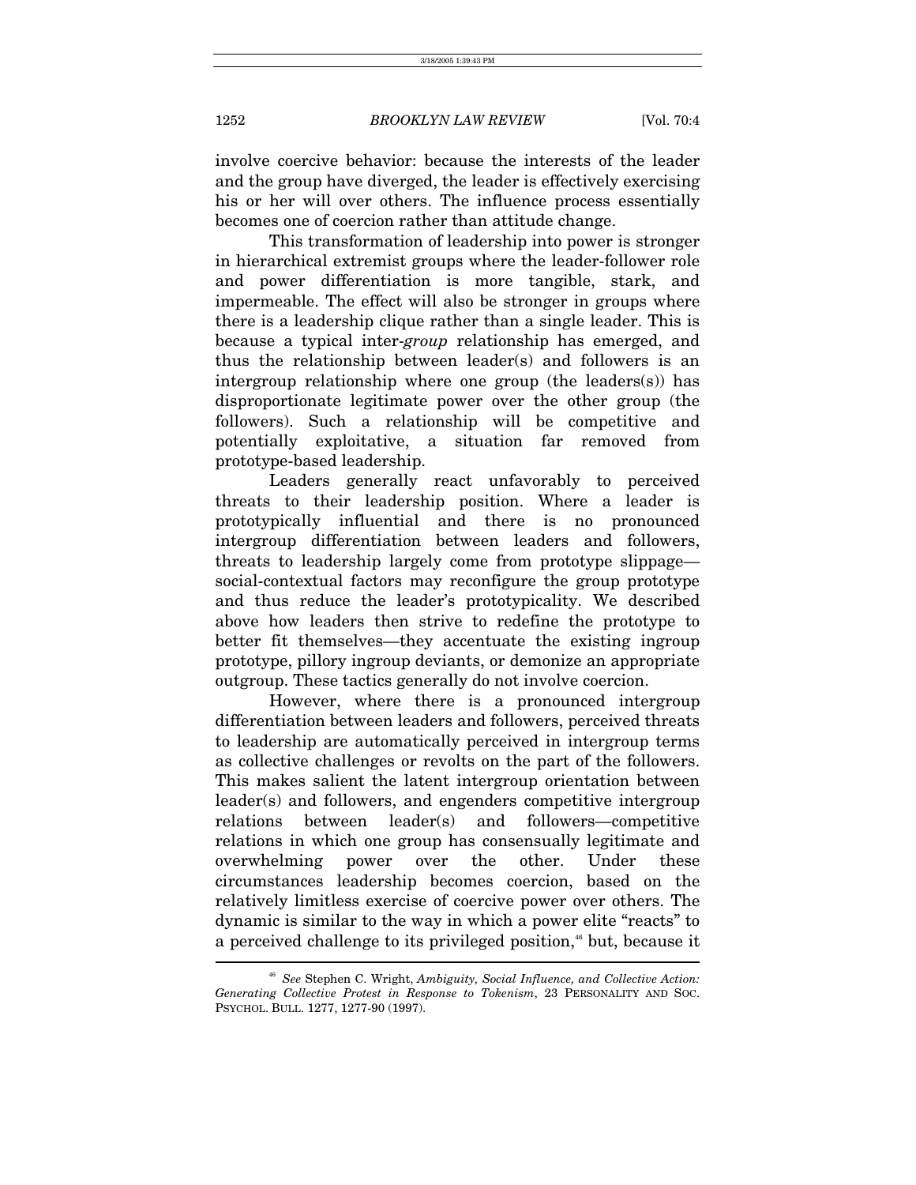involve coercive behavior: because the interests of the leader and the group have diverged, the leader is effectively exercising his or her will over others. The influence process essentially becomes one of coercion rather than attitude change.

This transformation of leadership into power is stronger in hierarchical extremist groups where the leader-follower role and power differentiation is more tangible, stark, and impermeable. The effect will also be stronger in groups where there is a leadership clique rather than a single leader. This is because a typical inter-*group* relationship has emerged, and thus the relationship between leader(s) and followers is an intergroup relationship where one group (the leaders(s)) has disproportionate legitimate power over the other group (the followers). Such a relationship will be competitive and potentially exploitative, a situation far removed from prototype-based leadership.

Leaders generally react unfavorably to perceived threats to their leadership position. Where a leader is prototypically influential and there is no pronounced intergroup differentiation between leaders and followers, threats to leadership largely come from prototype slippage—social-contextual factors may reconfigure the group prototype and thus reduce the leader's prototypicality. We described above how leaders then strive to redefine the prototype to better fit themselves—they accentuate the existing ingroup prototype, pillory ingroup deviants, or demonize an appropriate outgroup. These tactics generally do not involve coercion.

However, where there is a pronounced intergroup differentiation between leaders and followers, perceived threats to leadership are automatically perceived in intergroup terms as collective challenges or revolts on the part of the followers. This makes salient the latent intergroup orientation between leader(s) and followers, and engenders competitive intergroup relations between leader(s) and followers—competitive relations in which one group has consensually legitimate and overwhelming power over the other. Under these circumstances leadership becomes coercion, based on the relatively limitless exercise of coercive power over others. The dynamic is similar to the way in which a power elite "reacts" to a perceived challenge to its privileged position,[46] but, because it

---

[46] *See* Stephen C. Wright, *Ambiguity, Social Influence, and Collective Action: Generating Collective Protest in Response to Tokenism*, 23 PERSONALITY AND SOC. PSYCHOL. BULL. 1277, 1277-90 (1997).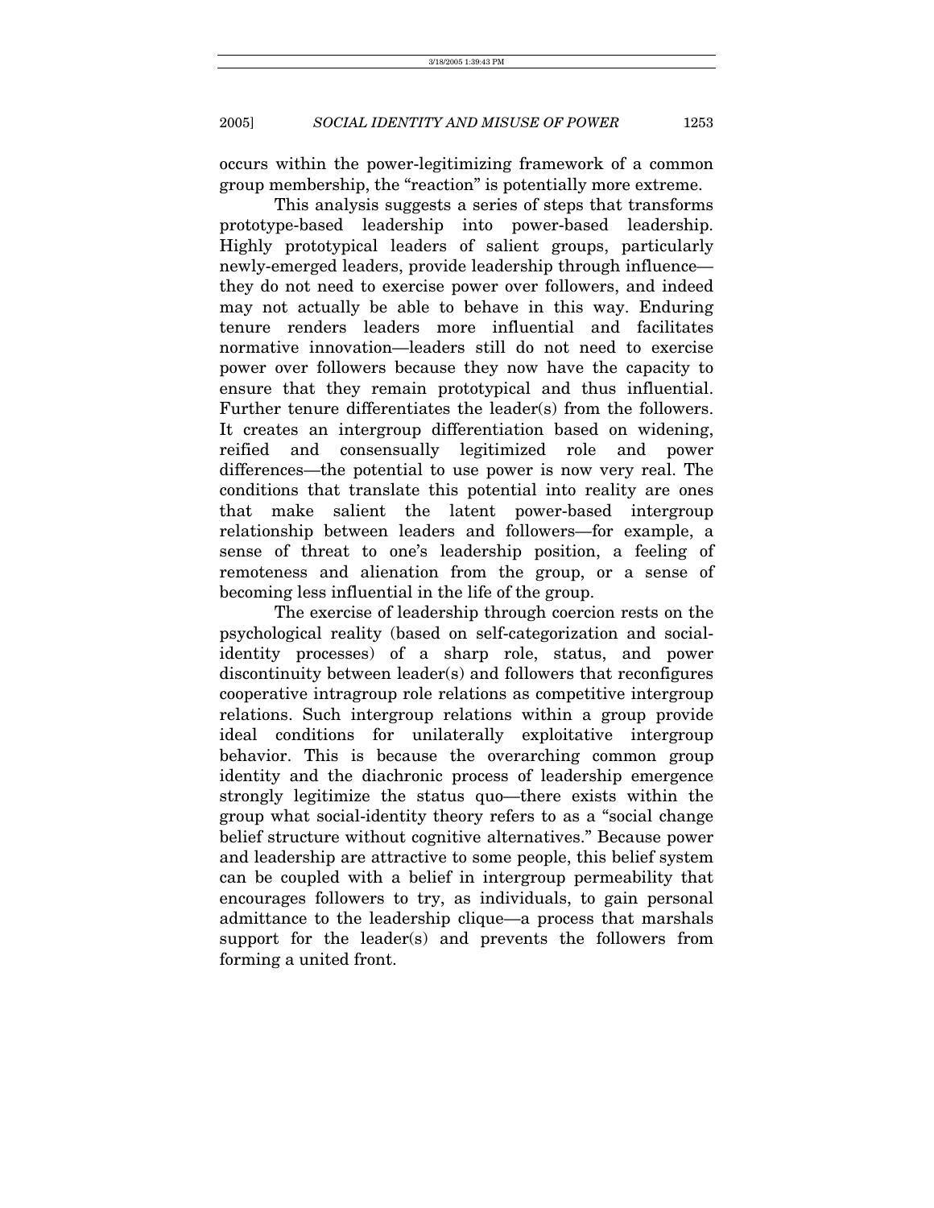occurs within the power-legitimizing framework of a common group membership, the "reaction" is potentially more extreme.

This analysis suggests a series of steps that transforms prototype-based leadership into power-based leadership. Highly prototypical leaders of salient groups, particularly newly-emerged leaders, provide leadership through influence—they do not need to exercise power over followers, and indeed may not actually be able to behave in this way. Enduring tenure renders leaders more influential and facilitates normative innovation—leaders still do not need to exercise power over followers because they now have the capacity to ensure that they remain prototypical and thus influential. Further tenure differentiates the leader(s) from the followers. It creates an intergroup differentiation based on widening, reified and consensually legitimized role and power differences—the potential to use power is now very real. The conditions that translate this potential into reality are ones that make salient the latent power-based intergroup relationship between leaders and followers—for example, a sense of threat to one's leadership position, a feeling of remoteness and alienation from the group, or a sense of becoming less influential in the life of the group.

The exercise of leadership through coercion rests on the psychological reality (based on self-categorization and social-identity processes) of a sharp role, status, and power discontinuity between leader(s) and followers that reconfigures cooperative intragroup role relations as competitive intergroup relations. Such intergroup relations within a group provide ideal conditions for unilaterally exploitative intergroup behavior. This is because the overarching common group identity and the diachronic process of leadership emergence strongly legitimize the status quo—there exists within the group what social-identity theory refers to as a "social change belief structure without cognitive alternatives." Because power and leadership are attractive to some people, this belief system can be coupled with a belief in intergroup permeability that encourages followers to try, as individuals, to gain personal admittance to the leadership clique—a process that marshals support for the leader(s) and prevents the followers from forming a united front.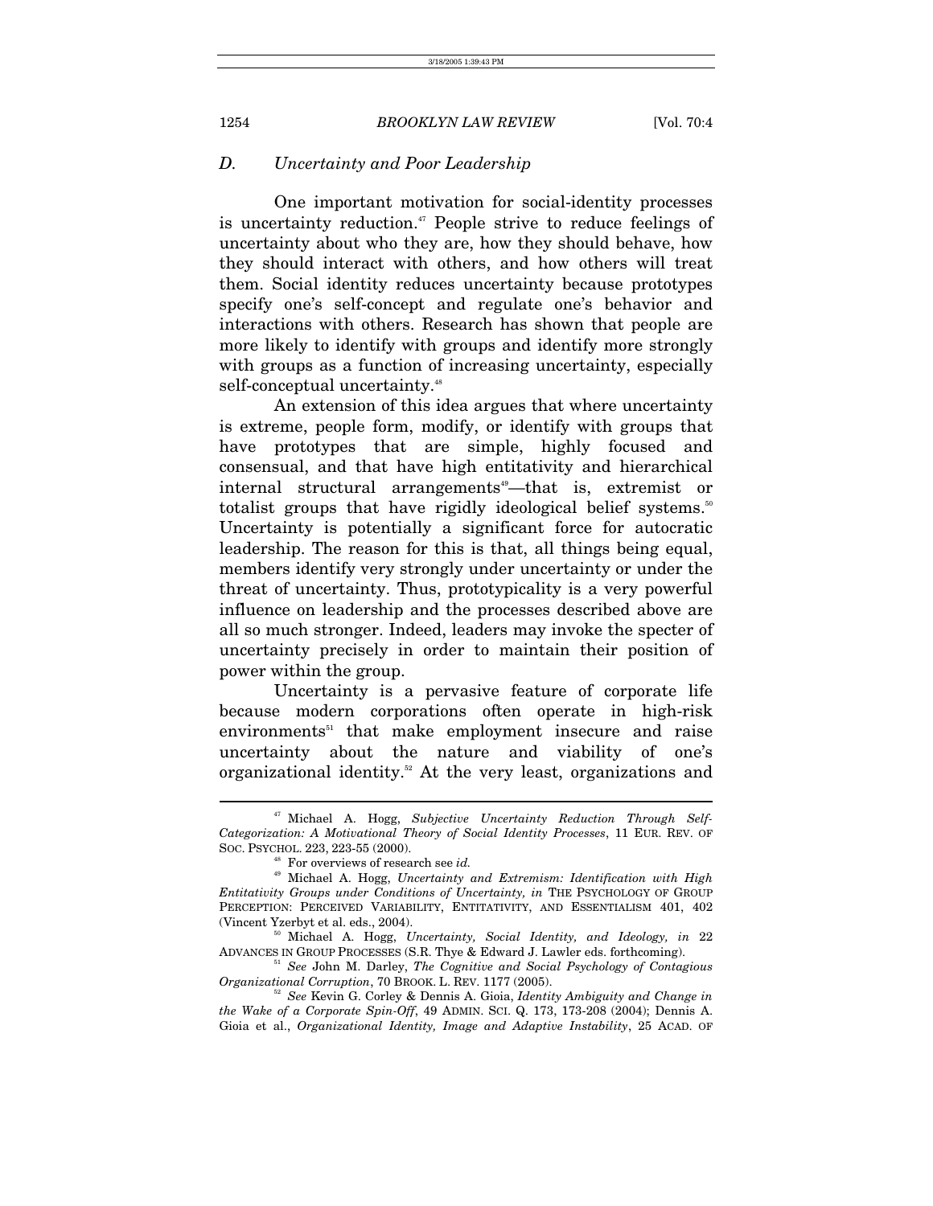## D. Uncertainty and Poor Leadership

One important motivation for social-identity processes is uncertainty reduction.[47] People strive to reduce feelings of uncertainty about who they are, how they should behave, how they should interact with others, and how others will treat them. Social identity reduces uncertainty because prototypes specify one's self-concept and regulate one's behavior and interactions with others. Research has shown that people are more likely to identify with groups and identify more strongly with groups as a function of increasing uncertainty, especially self-conceptual uncertainty.[48]

An extension of this idea argues that where uncertainty is extreme, people form, modify, or identify with groups that have prototypes that are simple, highly focused and consensual, and that have high entitativity and hierarchical internal structural arrangements[49]—that is, extremist or totalist groups that have rigidly ideological belief systems.[50] Uncertainty is potentially a significant force for autocratic leadership. The reason for this is that, all things being equal, members identify very strongly under uncertainty or under the threat of uncertainty. Thus, prototypicality is a very powerful influence on leadership and the processes described above are all so much stronger. Indeed, leaders may invoke the specter of uncertainty precisely in order to maintain their position of power within the group.

Uncertainty is a pervasive feature of corporate life because modern corporations often operate in high-risk environments[51] that make employment insecure and raise uncertainty about the nature and viability of one's organizational identity.[52] At the very least, organizations and

---

[47] Michael A. Hogg, *Subjective Uncertainty Reduction Through Self-Categorization: A Motivational Theory of Social Identity Processes*, 11 EUR. REV. OF SOC. PSYCHOL. 223, 223-55 (2000).

[48] For overviews of research see *id.*

[49] Michael A. Hogg, *Uncertainty and Extremism: Identification with High Entitativity Groups under Conditions of Uncertainty, in* THE PSYCHOLOGY OF GROUP PERCEPTION: PERCEIVED VARIABILITY, ENTITATIVITY, AND ESSENTIALISM 401, 402 (Vincent Yzerbyt et al. eds., 2004).

[50] Michael A. Hogg, *Uncertainty, Social Identity, and Ideology, in* 22 ADVANCES IN GROUP PROCESSES (S.R. Thye & Edward J. Lawler eds. forthcoming).

[51] *See* John M. Darley, *The Cognitive and Social Psychology of Contagious Organizational Corruption*, 70 BROOK. L. REV. 1177 (2005).

[52] *See* Kevin G. Corley & Dennis A. Gioia, *Identity Ambiguity and Change in the Wake of a Corporate Spin-Off*, 49 ADMIN. SCI. Q. 173, 173-208 (2004); Dennis A. Gioia et al., *Organizational Identity, Image and Adaptive Instability*, 25 ACAD. OF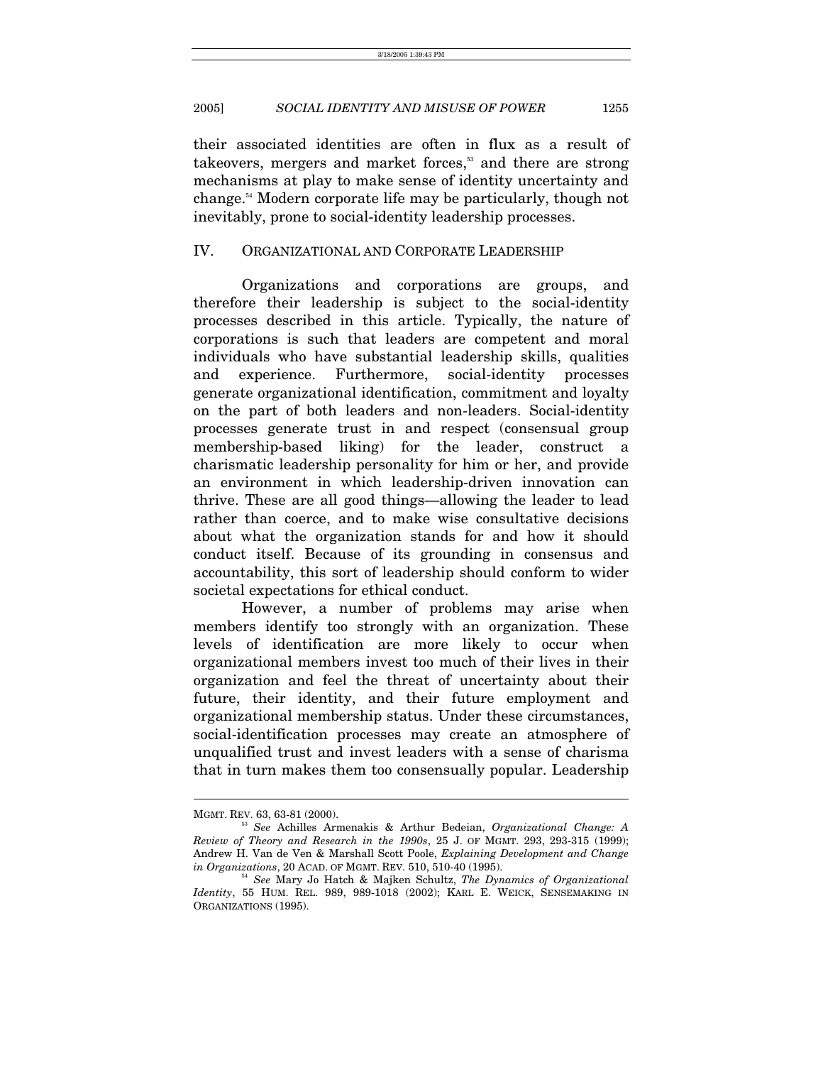their associated identities are often in flux as a result of takeovers, mergers and market forces,[53] and there are strong mechanisms at play to make sense of identity uncertainty and change.[54] Modern corporate life may be particularly, though not inevitably, prone to social-identity leadership processes.

## IV. ORGANIZATIONAL AND CORPORATE LEADERSHIP

Organizations and corporations are groups, and therefore their leadership is subject to the social-identity processes described in this article. Typically, the nature of corporations is such that leaders are competent and moral individuals who have substantial leadership skills, qualities and experience. Furthermore, social-identity processes generate organizational identification, commitment and loyalty on the part of both leaders and non-leaders. Social-identity processes generate trust in and respect (consensual group membership-based liking) for the leader, construct a charismatic leadership personality for him or her, and provide an environment in which leadership-driven innovation can thrive. These are all good things—allowing the leader to lead rather than coerce, and to make wise consultative decisions about what the organization stands for and how it should conduct itself. Because of its grounding in consensus and accountability, this sort of leadership should conform to wider societal expectations for ethical conduct.

However, a number of problems may arise when members identify too strongly with an organization. These levels of identification are more likely to occur when organizational members invest too much of their lives in their organization and feel the threat of uncertainty about their future, their identity, and their future employment and organizational membership status. Under these circumstances, social-identification processes may create an atmosphere of unqualified trust and invest leaders with a sense of charisma that in turn makes them too consensually popular. Leadership

---

MGMT. REV. 63, 63-81 (2000).

[53] *See* Achilles Armenakis & Arthur Bedeian, *Organizational Change: A Review of Theory and Research in the 1990s*, 25 J. OF MGMT. 293, 293-315 (1999); Andrew H. Van de Ven & Marshall Scott Poole, *Explaining Development and Change in Organizations*, 20 ACAD. OF MGMT. REV. 510, 510-40 (1995).

[54] *See* Mary Jo Hatch & Majken Schultz, *The Dynamics of Organizational Identity*, 55 HUM. REL. 989, 989-1018 (2002); KARL E. WEICK, SENSEMAKING IN ORGANIZATIONS (1995).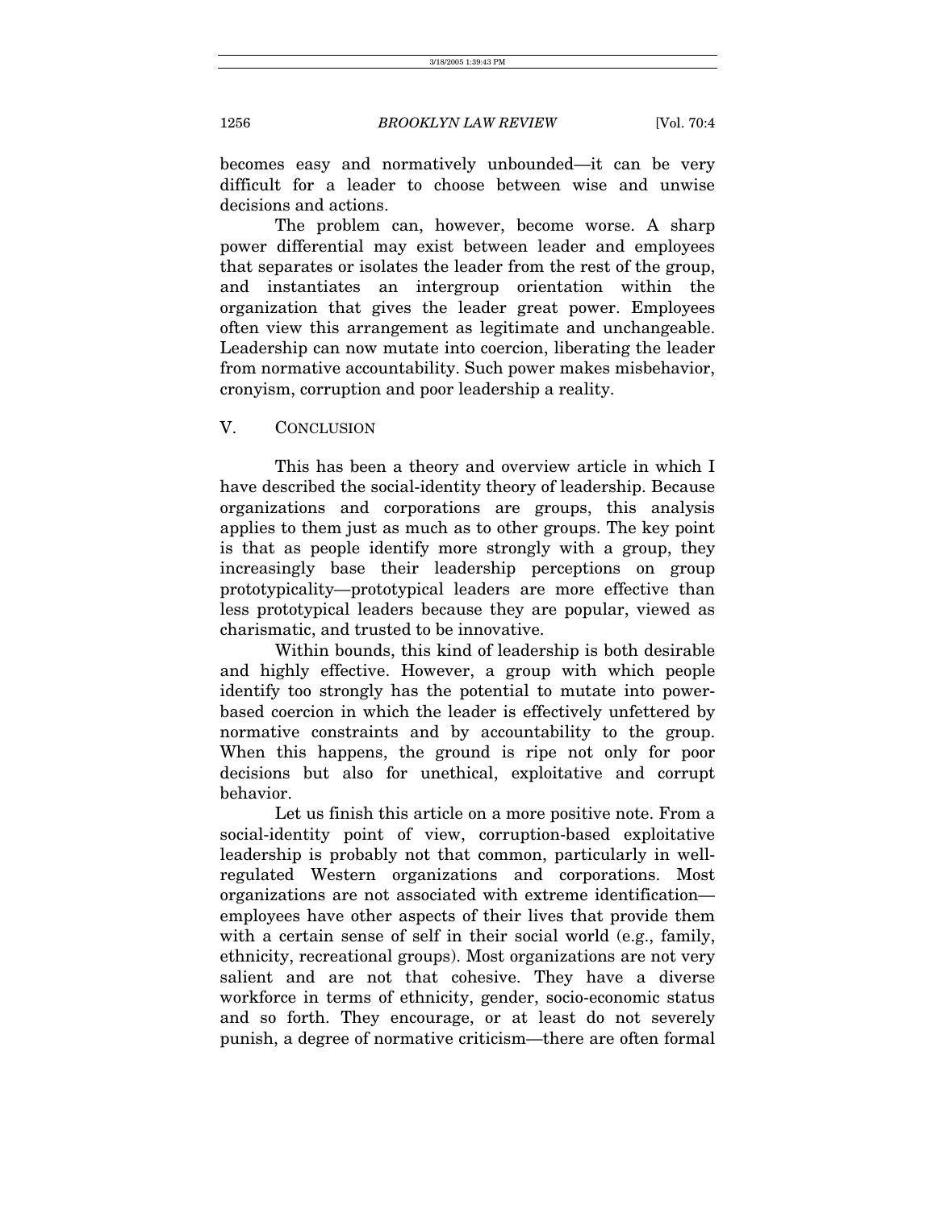becomes easy and normatively unbounded—it can be very difficult for a leader to choose between wise and unwise decisions and actions.

The problem can, however, become worse. A sharp power differential may exist between leader and employees that separates or isolates the leader from the rest of the group, and instantiates an intergroup orientation within the organization that gives the leader great power. Employees often view this arrangement as legitimate and unchangeable. Leadership can now mutate into coercion, liberating the leader from normative accountability. Such power makes misbehavior, cronyism, corruption and poor leadership a reality.

## V. CONCLUSION

This has been a theory and overview article in which I have described the social-identity theory of leadership. Because organizations and corporations are groups, this analysis applies to them just as much as to other groups. The key point is that as people identify more strongly with a group, they increasingly base their leadership perceptions on group prototypicality—prototypical leaders are more effective than less prototypical leaders because they are popular, viewed as charismatic, and trusted to be innovative.

Within bounds, this kind of leadership is both desirable and highly effective. However, a group with which people identify too strongly has the potential to mutate into power-based coercion in which the leader is effectively unfettered by normative constraints and by accountability to the group. When this happens, the ground is ripe not only for poor decisions but also for unethical, exploitative and corrupt behavior.

Let us finish this article on a more positive note. From a social-identity point of view, corruption-based exploitative leadership is probably not that common, particularly in well-regulated Western organizations and corporations. Most organizations are not associated with extreme identification—employees have other aspects of their lives that provide them with a certain sense of self in their social world (e.g., family, ethnicity, recreational groups). Most organizations are not very salient and are not that cohesive. They have a diverse workforce in terms of ethnicity, gender, socio-economic status and so forth. They encourage, or at least do not severely punish, a degree of normative criticism—there are often formal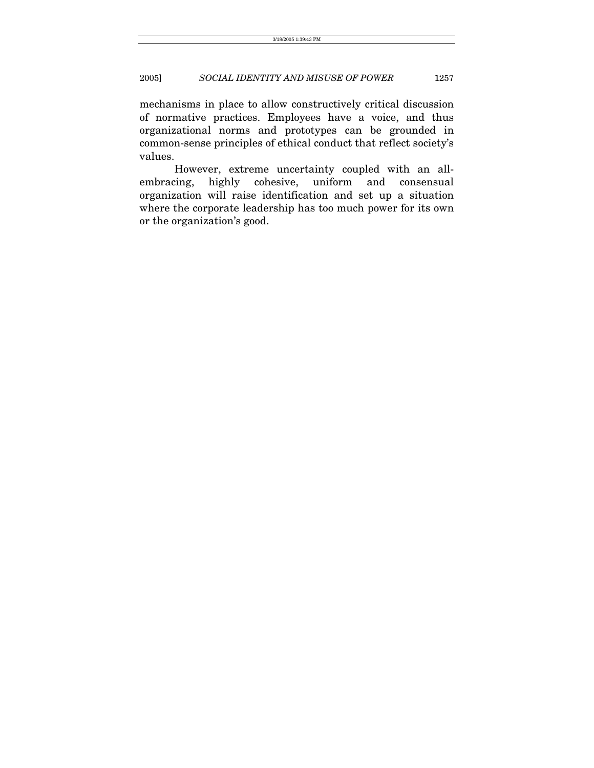mechanisms in place to allow constructively critical discussion of normative practices. Employees have a voice, and thus organizational norms and prototypes can be grounded in common-sense principles of ethical conduct that reflect society's values.

However, extreme uncertainty coupled with an all-embracing, highly cohesive, uniform and consensual organization will raise identification and set up a situation where the corporate leadership has too much power for its own or the organization's good.